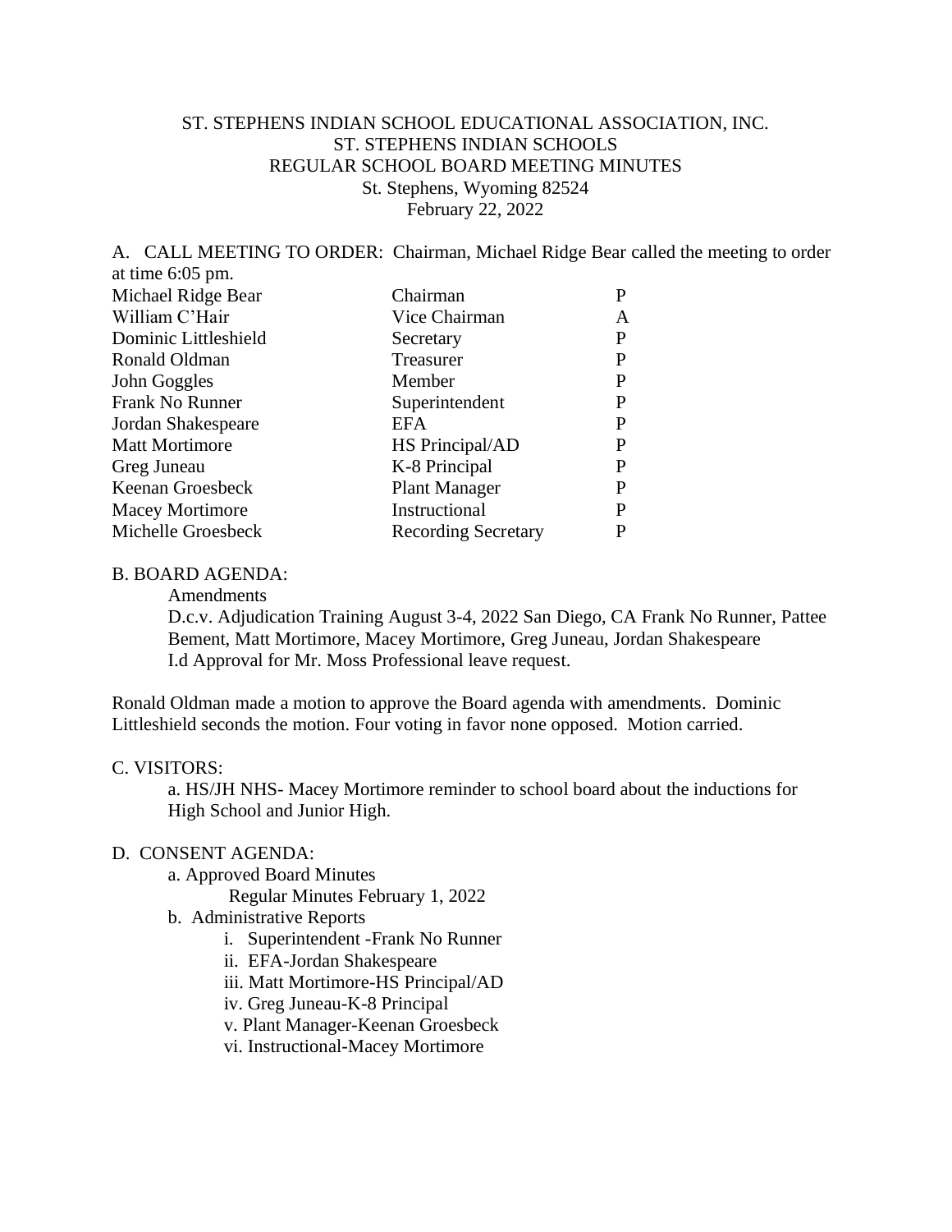ST. STEPHENS INDIAN SCHOOL EDUCATIONAL ASSOCIATION, INC.
ST. STEPHENS INDIAN SCHOOLS
REGULAR SCHOOL BOARD MEETING MINUTES
St. Stephens, Wyoming 82524
February 22, 2022

A. CALL MEETING TO ORDER: Chairman, Michael Ridge Bear called the meeting to order at time 6:05 pm.

| | | |
|---|---|---|
| Michael Ridge Bear | Chairman | P |
| William C'Hair | Vice Chairman | A |
| Dominic Littleshield | Secretary | P |
| Ronald Oldman | Treasurer | P |
| John Goggles | Member | P |
| Frank No Runner | Superintendent | P |
| Jordan Shakespeare | EFA | P |
| Matt Mortimore | HS Principal/AD | P |
| Greg Juneau | K-8 Principal | P |
| Keenan Groesbeck | Plant Manager | P |
| Macey Mortimore | Instructional | P |
| Michelle Groesbeck | Recording Secretary | P |

B. BOARD AGENDA:

Amendments

D.c.v. Adjudication Training August 3-4, 2022 San Diego, CA Frank No Runner, Pattee Bement, Matt Mortimore, Macey Mortimore, Greg Juneau, Jordan Shakespeare

I.d Approval for Mr. Moss Professional leave request.

Ronald Oldman made a motion to approve the Board agenda with amendments. Dominic Littleshield seconds the motion. Four voting in favor none opposed. Motion carried.

C. VISITORS:

a. HS/JH NHS- Macey Mortimore reminder to school board about the inductions for High School and Junior High.

D. CONSENT AGENDA:

- a. Approved Board Minutes
  - Regular Minutes February 1, 2022
- b. Administrative Reports
  - i. Superintendent -Frank No Runner
  - ii. EFA-Jordan Shakespeare
  - iii. Matt Mortimore-HS Principal/AD
  - iv. Greg Juneau-K-8 Principal
  - v. Plant Manager-Keenan Groesbeck
  - vi. Instructional-Macey Mortimore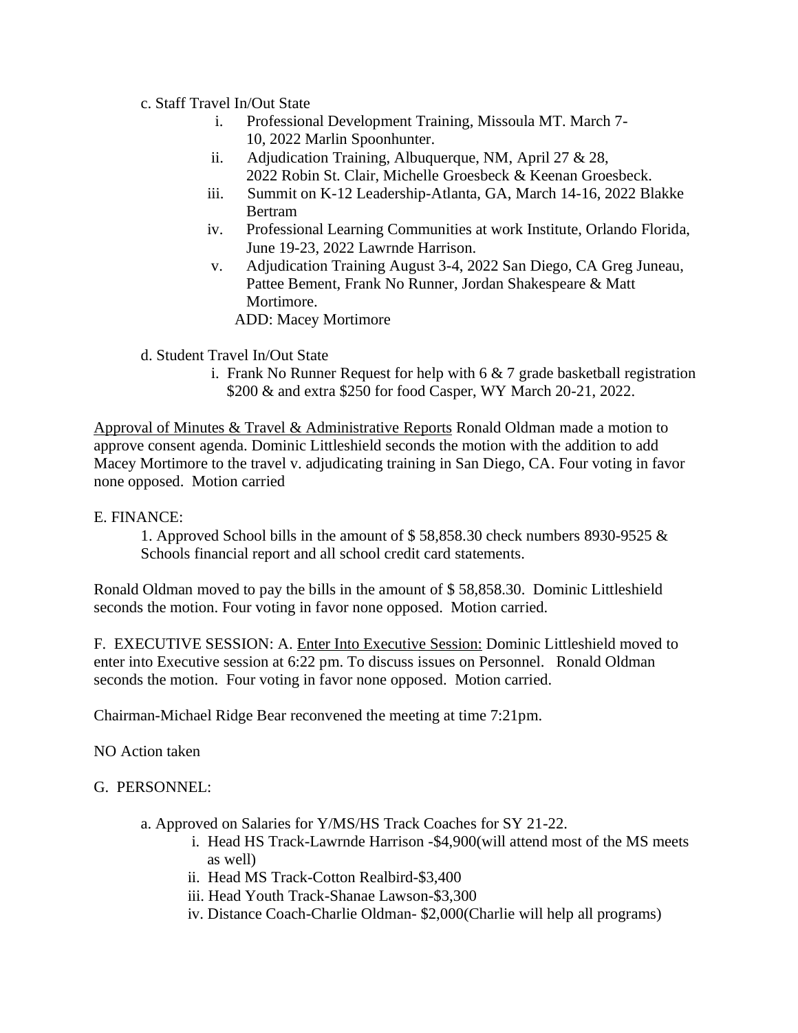c. Staff Travel In/Out State

i. Professional Development Training, Missoula MT. March 7-10, 2022 Marlin Spoonhunter.

ii. Adjudication Training, Albuquerque, NM, April 27 & 28, 2022 Robin St. Clair, Michelle Groesbeck & Keenan Groesbeck.

iii. Summit on K-12 Leadership-Atlanta, GA, March 14-16, 2022 Blakke Bertram

iv. Professional Learning Communities at work Institute, Orlando Florida, June 19-23, 2022 Lawrnde Harrison.

v. Adjudication Training August 3-4, 2022 San Diego, CA Greg Juneau, Pattee Bement, Frank No Runner, Jordan Shakespeare & Matt Mortimore.
ADD: Macey Mortimore

d. Student Travel In/Out State

i. Frank No Runner Request for help with 6 & 7 grade basketball registration $200 & and extra $250 for food Casper, WY March 20-21, 2022.

Approval of Minutes & Travel & Administrative Reports Ronald Oldman made a motion to approve consent agenda. Dominic Littleshield seconds the motion with the addition to add Macey Mortimore to the travel v. adjudicating training in San Diego, CA. Four voting in favor none opposed. Motion carried

E. FINANCE:

1. Approved School bills in the amount of $ 58,858.30 check numbers 8930-9525 & Schools financial report and all school credit card statements.

Ronald Oldman moved to pay the bills in the amount of $ 58,858.30. Dominic Littleshield seconds the motion. Four voting in favor none opposed. Motion carried.

F. EXECUTIVE SESSION: A. Enter Into Executive Session: Dominic Littleshield moved to enter into Executive session at 6:22 pm. To discuss issues on Personnel. Ronald Oldman seconds the motion. Four voting in favor none opposed. Motion carried.

Chairman-Michael Ridge Bear reconvened the meeting at time 7:21pm.

NO Action taken

G. PERSONNEL:

a. Approved on Salaries for Y/MS/HS Track Coaches for SY 21-22.

i. Head HS Track-Lawrnde Harrison -$4,900(will attend most of the MS meets as well)

ii. Head MS Track-Cotton Realbird-$3,400

iii. Head Youth Track-Shanae Lawson-$3,300

iv. Distance Coach-Charlie Oldman- $2,000(Charlie will help all programs)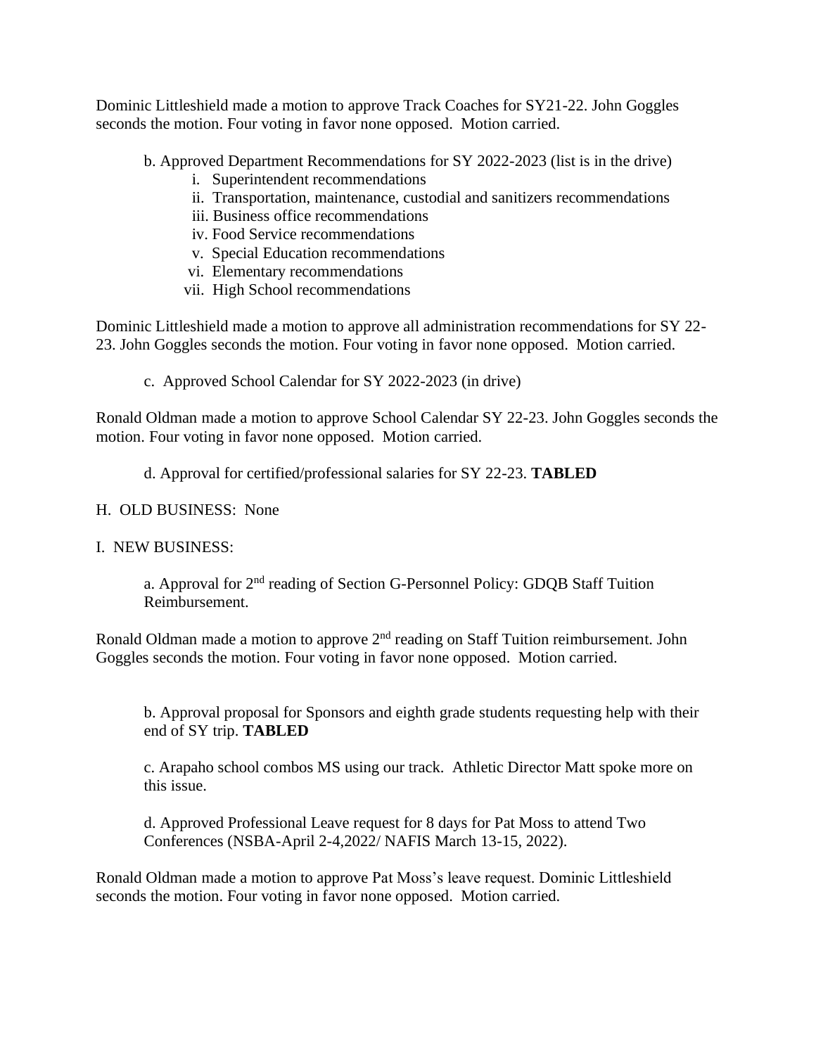Dominic Littleshield made a motion to approve Track Coaches for SY21-22. John Goggles seconds the motion. Four voting in favor none opposed. Motion carried.

b. Approved Department Recommendations for SY 2022-2023 (list is in the drive)

i. Superintendent recommendations
ii. Transportation, maintenance, custodial and sanitizers recommendations
iii. Business office recommendations
iv. Food Service recommendations
v. Special Education recommendations
vi. Elementary recommendations
vii. High School recommendations

Dominic Littleshield made a motion to approve all administration recommendations for SY 22-23. John Goggles seconds the motion. Four voting in favor none opposed. Motion carried.

c. Approved School Calendar for SY 2022-2023 (in drive)

Ronald Oldman made a motion to approve School Calendar SY 22-23. John Goggles seconds the motion. Four voting in favor none opposed. Motion carried.

d. Approval for certified/professional salaries for SY 22-23. **TABLED**

H. OLD BUSINESS: None

I. NEW BUSINESS:

a. Approval for 2nd reading of Section G-Personnel Policy: GDQB Staff Tuition Reimbursement.

Ronald Oldman made a motion to approve 2nd reading on Staff Tuition reimbursement. John Goggles seconds the motion. Four voting in favor none opposed. Motion carried.

b. Approval proposal for Sponsors and eighth grade students requesting help with their end of SY trip. **TABLED**

c. Arapaho school combos MS using our track. Athletic Director Matt spoke more on this issue.

d. Approved Professional Leave request for 8 days for Pat Moss to attend Two Conferences (NSBA-April 2-4,2022/ NAFIS March 13-15, 2022).

Ronald Oldman made a motion to approve Pat Moss's leave request. Dominic Littleshield seconds the motion. Four voting in favor none opposed. Motion carried.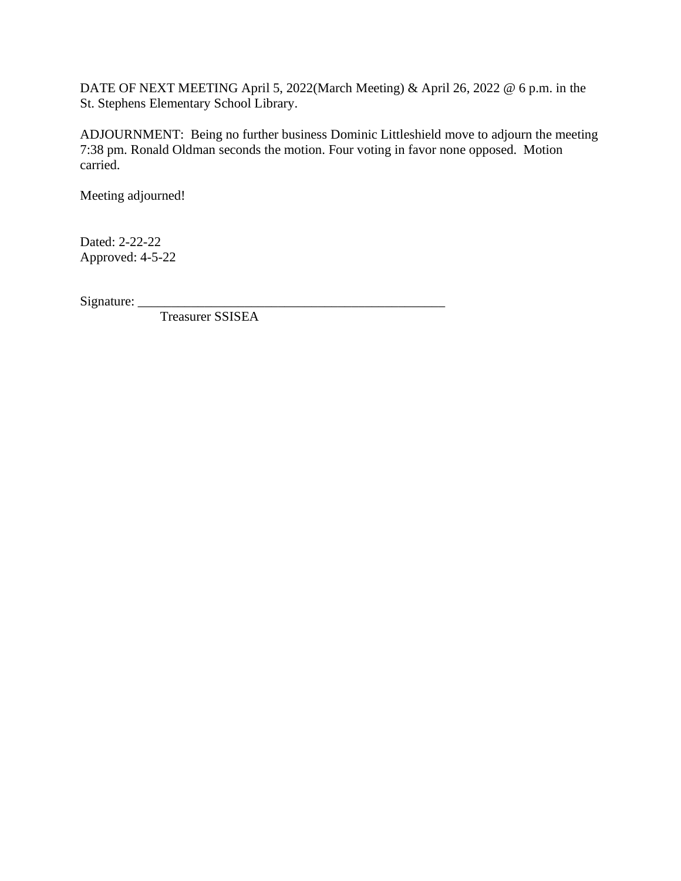DATE OF NEXT MEETING April 5, 2022(March Meeting) & April 26, 2022 @ 6 p.m. in the St. Stephens Elementary School Library.

ADJOURNMENT: Being no further business Dominic Littleshield move to adjourn the meeting 7:38 pm. Ronald Oldman seconds the motion. Four voting in favor none opposed. Motion carried.

Meeting adjourned!

Dated: 2-22-22
Approved: 4-5-22

Signature: _________________________________________________
Treasurer SSISEA